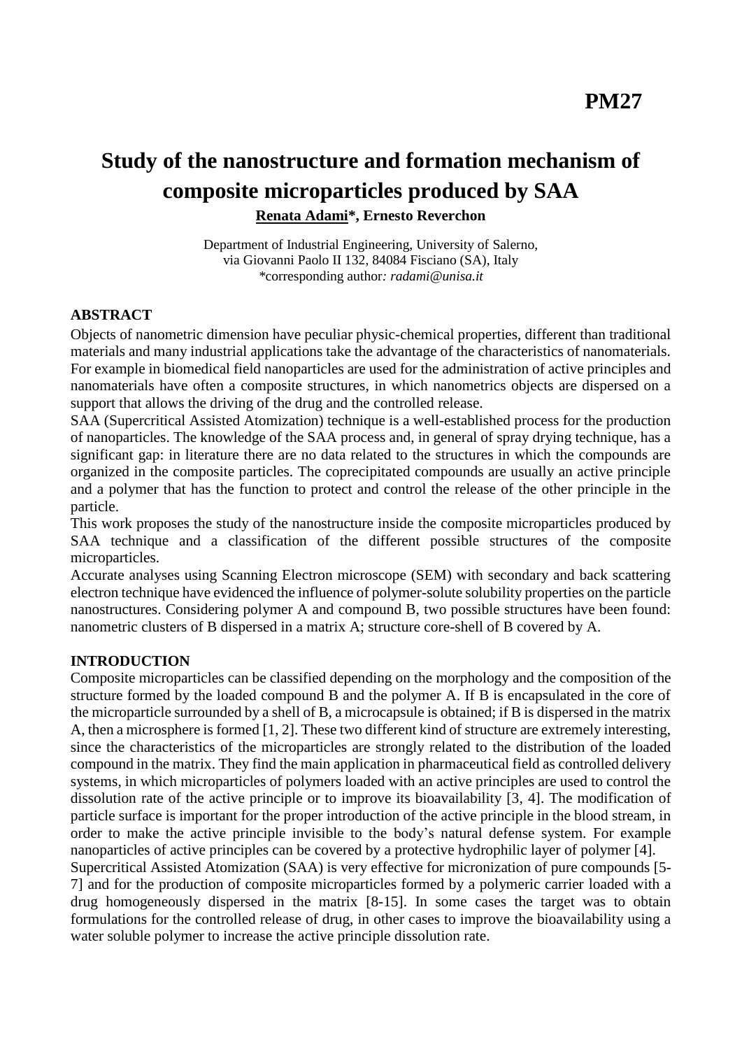**PM27**

# Study of the nanostructure and formation mechanism of composite microparticles produced by SAA

**Renata Adami*, Ernesto Reverchon**

Department of Industrial Engineering, University of Salerno,
via Giovanni Paolo II 132, 84084 Fisciano (SA), Italy
*corresponding author: *radami@unisa.it*

## ABSTRACT

Objects of nanometric dimension have peculiar physic-chemical properties, different than traditional materials and many industrial applications take the advantage of the characteristics of nanomaterials. For example in biomedical field nanoparticles are used for the administration of active principles and nanomaterials have often a composite structures, in which nanometrics objects are dispersed on a support that allows the driving of the drug and the controlled release.

SAA (Supercritical Assisted Atomization) technique is a well-established process for the production of nanoparticles. The knowledge of the SAA process and, in general of spray drying technique, has a significant gap: in literature there are no data related to the structures in which the compounds are organized in the composite particles. The coprecipitated compounds are usually an active principle and a polymer that has the function to protect and control the release of the other principle in the particle.

This work proposes the study of the nanostructure inside the composite microparticles produced by SAA technique and a classification of the different possible structures of the composite microparticles.

Accurate analyses using Scanning Electron microscope (SEM) with secondary and back scattering electron technique have evidenced the influence of polymer-solute solubility properties on the particle nanostructures. Considering polymer A and compound B, two possible structures have been found: nanometric clusters of B dispersed in a matrix A; structure core-shell of B covered by A.

## INTRODUCTION

Composite microparticles can be classified depending on the morphology and the composition of the structure formed by the loaded compound B and the polymer A. If B is encapsulated in the core of the microparticle surrounded by a shell of B, a microcapsule is obtained; if B is dispersed in the matrix A, then a microsphere is formed [1, 2]. These two different kind of structure are extremely interesting, since the characteristics of the microparticles are strongly related to the distribution of the loaded compound in the matrix. They find the main application in pharmaceutical field as controlled delivery systems, in which microparticles of polymers loaded with an active principles are used to control the dissolution rate of the active principle or to improve its bioavailability [3, 4]. The modification of particle surface is important for the proper introduction of the active principle in the blood stream, in order to make the active principle invisible to the body's natural defense system. For example nanoparticles of active principles can be covered by a protective hydrophilic layer of polymer [4].

Supercritical Assisted Atomization (SAA) is very effective for micronization of pure compounds [5-7] and for the production of composite microparticles formed by a polymeric carrier loaded with a drug homogeneously dispersed in the matrix [8-15]. In some cases the target was to obtain formulations for the controlled release of drug, in other cases to improve the bioavailability using a water soluble polymer to increase the active principle dissolution rate.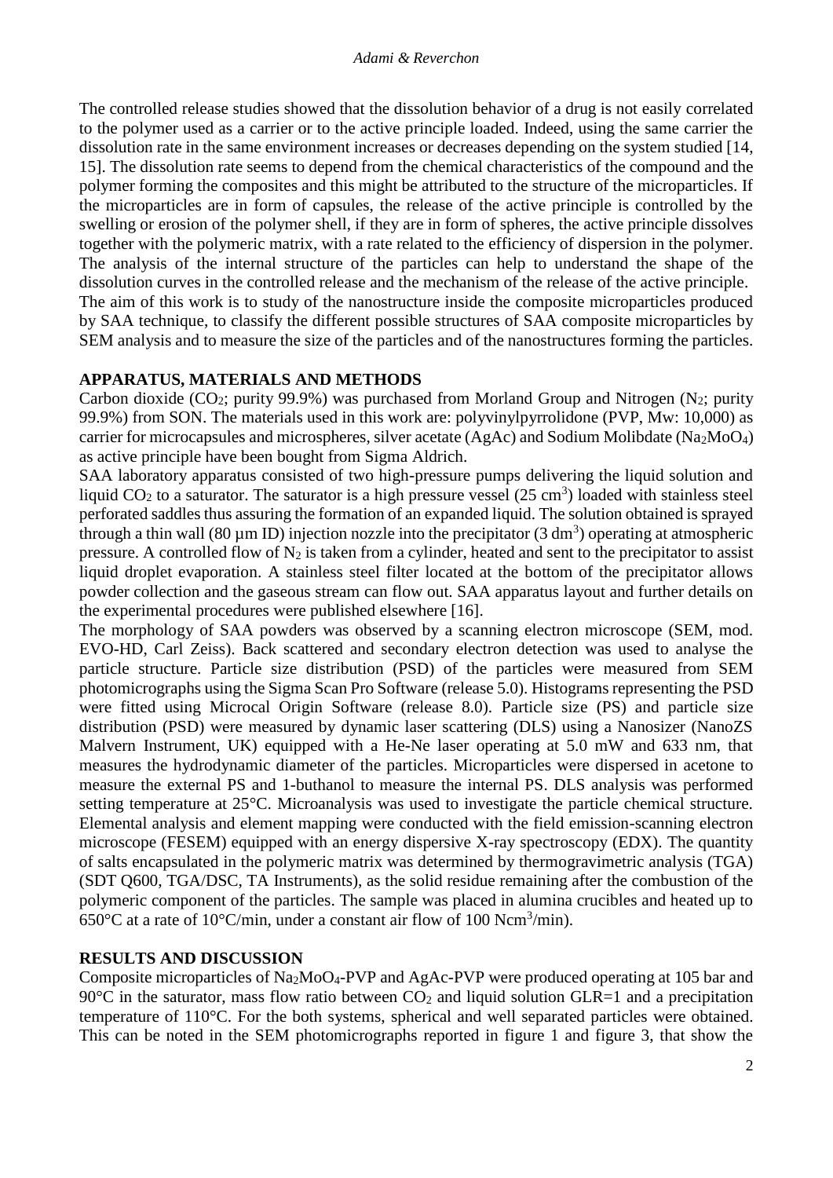The controlled release studies showed that the dissolution behavior of a drug is not easily correlated to the polymer used as a carrier or to the active principle loaded. Indeed, using the same carrier the dissolution rate in the same environment increases or decreases depending on the system studied [14, 15]. The dissolution rate seems to depend from the chemical characteristics of the compound and the polymer forming the composites and this might be attributed to the structure of the microparticles. If the microparticles are in form of capsules, the release of the active principle is controlled by the swelling or erosion of the polymer shell, if they are in form of spheres, the active principle dissolves together with the polymeric matrix, with a rate related to the efficiency of dispersion in the polymer. The analysis of the internal structure of the particles can help to understand the shape of the dissolution curves in the controlled release and the mechanism of the release of the active principle.
The aim of this work is to study of the nanostructure inside the composite microparticles produced by SAA technique, to classify the different possible structures of SAA composite microparticles by SEM analysis and to measure the size of the particles and of the nanostructures forming the particles.

## APPARATUS, MATERIALS AND METHODS

Carbon dioxide ($CO_2$; purity 99.9%) was purchased from Morland Group and Nitrogen ($N_2$; purity 99.9%) from SON. The materials used in this work are: polyvinylpyrrolidone (PVP, Mw: 10,000) as carrier for microcapsules and microspheres, silver acetate (AgAc) and Sodium Molibdate ($Na_2MoO_4$) as active principle have been bought from Sigma Aldrich.
SAA laboratory apparatus consisted of two high-pressure pumps delivering the liquid solution and liquid $CO_2$ to a saturator. The saturator is a high pressure vessel (25 $cm^3$) loaded with stainless steel perforated saddles thus assuring the formation of an expanded liquid. The solution obtained is sprayed through a thin wall (80 µm ID) injection nozzle into the precipitator (3 $dm^3$) operating at atmospheric pressure. A controlled flow of $N_2$ is taken from a cylinder, heated and sent to the precipitator to assist liquid droplet evaporation. A stainless steel filter located at the bottom of the precipitator allows powder collection and the gaseous stream can flow out. SAA apparatus layout and further details on the experimental procedures were published elsewhere [16].
The morphology of SAA powders was observed by a scanning electron microscope (SEM, mod. EVO-HD, Carl Zeiss). Back scattered and secondary electron detection was used to analyse the particle structure. Particle size distribution (PSD) of the particles were measured from SEM photomicrographs using the Sigma Scan Pro Software (release 5.0). Histograms representing the PSD were fitted using Microcal Origin Software (release 8.0). Particle size (PS) and particle size distribution (PSD) were measured by dynamic laser scattering (DLS) using a Nanosizer (NanoZS Malvern Instrument, UK) equipped with a He-Ne laser operating at 5.0 mW and 633 nm, that measures the hydrodynamic diameter of the particles. Microparticles were dispersed in acetone to measure the external PS and 1-buthanol to measure the internal PS. DLS analysis was performed setting temperature at 25°C. Microanalysis was used to investigate the particle chemical structure. Elemental analysis and element mapping were conducted with the field emission-scanning electron microscope (FESEM) equipped with an energy dispersive X-ray spectroscopy (EDX). The quantity of salts encapsulated in the polymeric matrix was determined by thermogravimetric analysis (TGA) (SDT Q600, TGA/DSC, TA Instruments), as the solid residue remaining after the combustion of the polymeric component of the particles. The sample was placed in alumina crucibles and heated up to 650°C at a rate of 10°C/min, under a constant air flow of 100 $Ncm^3$/min).

## RESULTS AND DISCUSSION

Composite microparticles of $Na_2MoO_4$-PVP and AgAc-PVP were produced operating at 105 bar and 90°C in the saturator, mass flow ratio between $CO_2$ and liquid solution GLR=1 and a precipitation temperature of 110°C. For the both systems, spherical and well separated particles were obtained. This can be noted in the SEM photomicrographs reported in figure 1 and figure 3, that show the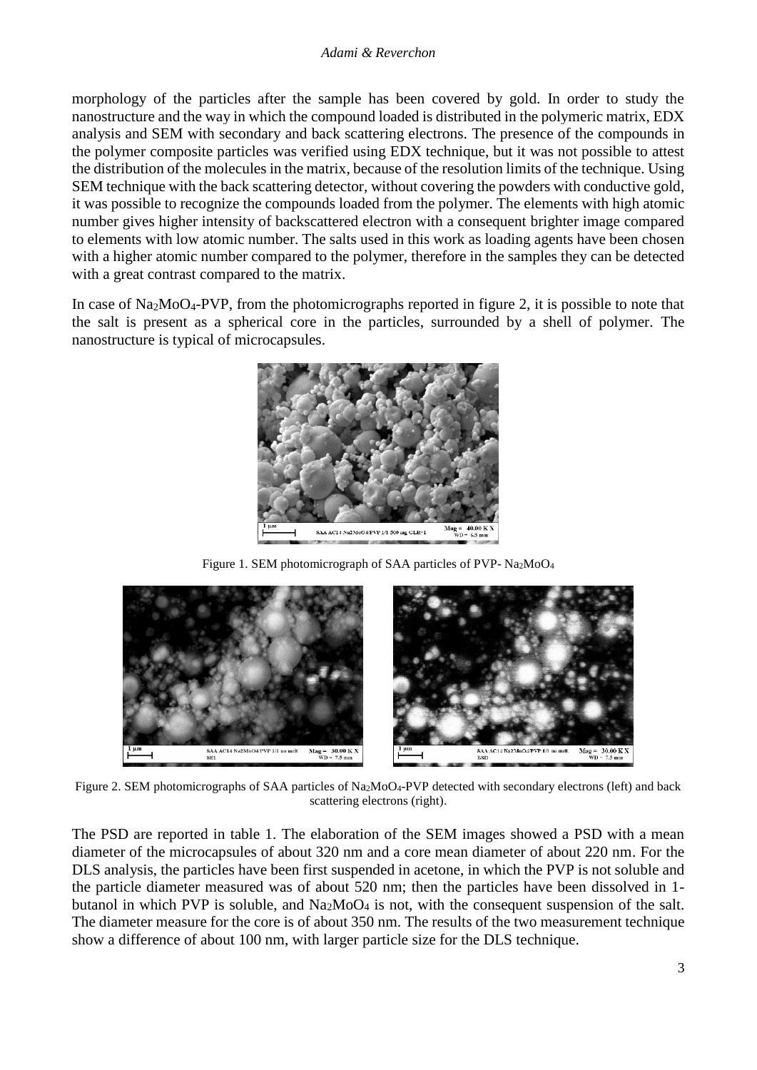morphology of the particles after the sample has been covered by gold. In order to study the nanostructure and the way in which the compound loaded is distributed in the polymeric matrix, EDX analysis and SEM with secondary and back scattering electrons. The presence of the compounds in the polymer composite particles was verified using EDX technique, but it was not possible to attest the distribution of the molecules in the matrix, because of the resolution limits of the technique. Using SEM technique with the back scattering detector, without covering the powders with conductive gold, it was possible to recognize the compounds loaded from the polymer. The elements with high atomic number gives higher intensity of backscattered electron with a consequent brighter image compared to elements with low atomic number. The salts used in this work as loading agents have been chosen with a higher atomic number compared to the polymer, therefore in the samples they can be detected with a great contrast compared to the matrix.

In case of $Na_2MoO_4$-PVP, from the photomicrographs reported in figure 2, it is possible to note that the salt is present as a spherical core in the particles, surrounded by a shell of polymer. The nanostructure is typical of microcapsules.

Figure 1. SEM photomicrograph of SAA particles of PVP- $Na_2MoO_4$

Figure 2. SEM photomicrographs of SAA particles of $Na_2MoO_4$-PVP detected with secondary electrons (left) and back scattering electrons (right).

The PSD are reported in table 1. The elaboration of the SEM images showed a PSD with a mean diameter of the microcapsules of about 320 nm and a core mean diameter of about 220 nm. For the DLS analysis, the particles have been first suspended in acetone, in which the PVP is not soluble and the particle diameter measured was of about 520 nm; then the particles have been dissolved in 1-butanol in which PVP is soluble, and $Na_2MoO_4$ is not, with the consequent suspension of the salt. The diameter measure for the core is of about 350 nm. The results of the two measurement technique show a difference of about 100 nm, with larger particle size for the DLS technique.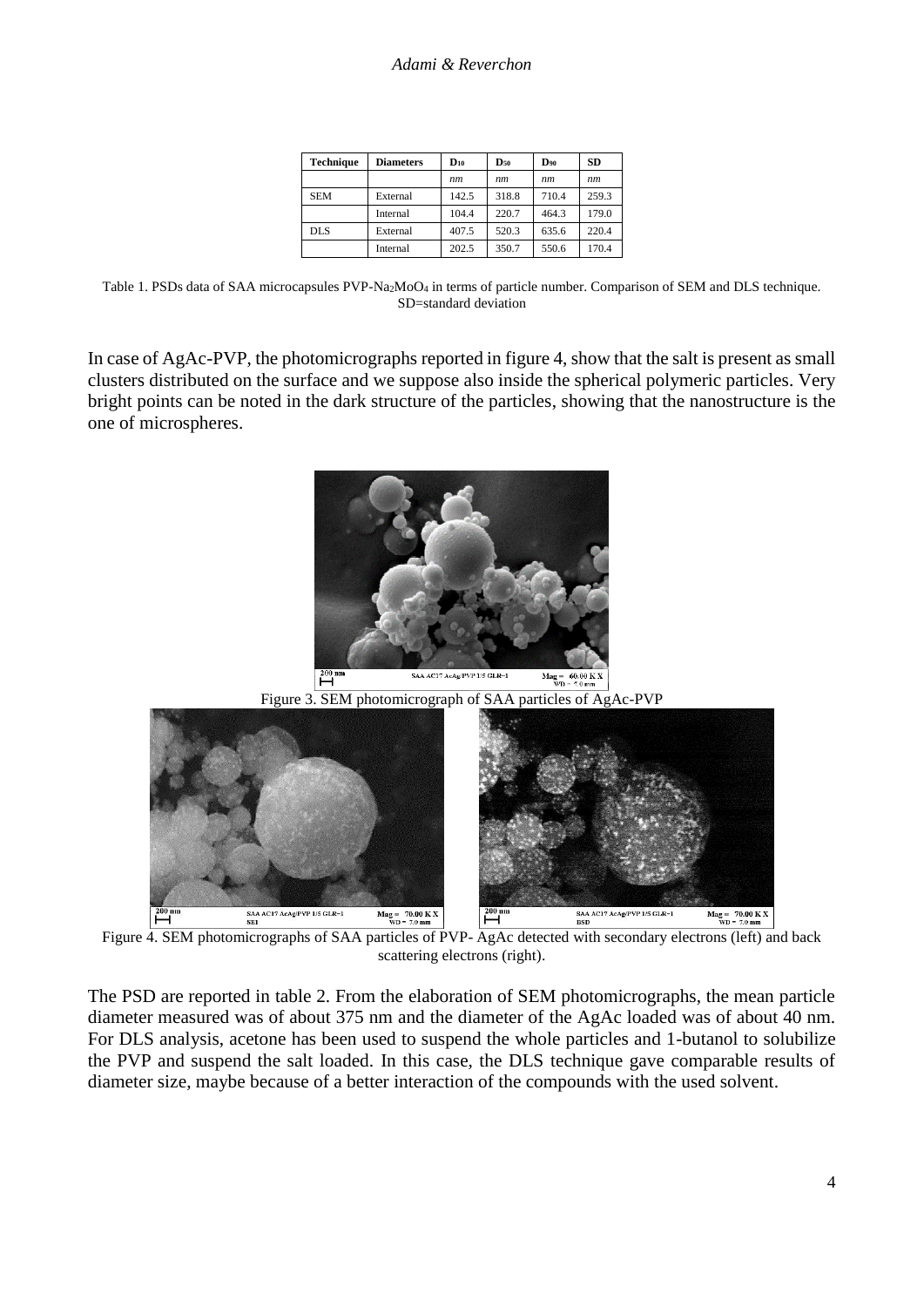| Technique | Diameters | $D_{10}$ | $D_{50}$ | $D_{90}$ | SD |
|---|---|---|---|---|---|
| | | *nm* | *nm* | *nm* | *nm* |
| SEM | External | 142.5 | 318.8 | 710.4 | 259.3 |
| | Internal | 104.4 | 220.7 | 464.3 | 179.0 |
| DLS | External | 407.5 | 520.3 | 635.6 | 220.4 |
| | Internal | 202.5 | 350.7 | 550.6 | 170.4 |

Table 1. PSDs data of SAA microcapsules PVP-$Na_2MoO_4$ in terms of particle number. Comparison of SEM and DLS technique. SD=standard deviation

In case of AgAc-PVP, the photomicrographs reported in figure 4, show that the salt is present as small clusters distributed on the surface and we suppose also inside the spherical polymeric particles. Very bright points can be noted in the dark structure of the particles, showing that the nanostructure is the one of microspheres.

Figure 3. SEM photomicrograph of SAA particles of AgAc-PVP

Figure 4. SEM photomicrographs of SAA particles of PVP- AgAc detected with secondary electrons (left) and back scattering electrons (right).

The PSD are reported in table 2. From the elaboration of SEM photomicrographs, the mean particle diameter measured was of about 375 nm and the diameter of the AgAc loaded was of about 40 nm. For DLS analysis, acetone has been used to suspend the whole particles and 1-butanol to solubilize the PVP and suspend the salt loaded. In this case, the DLS technique gave comparable results of diameter size, maybe because of a better interaction of the compounds with the used solvent.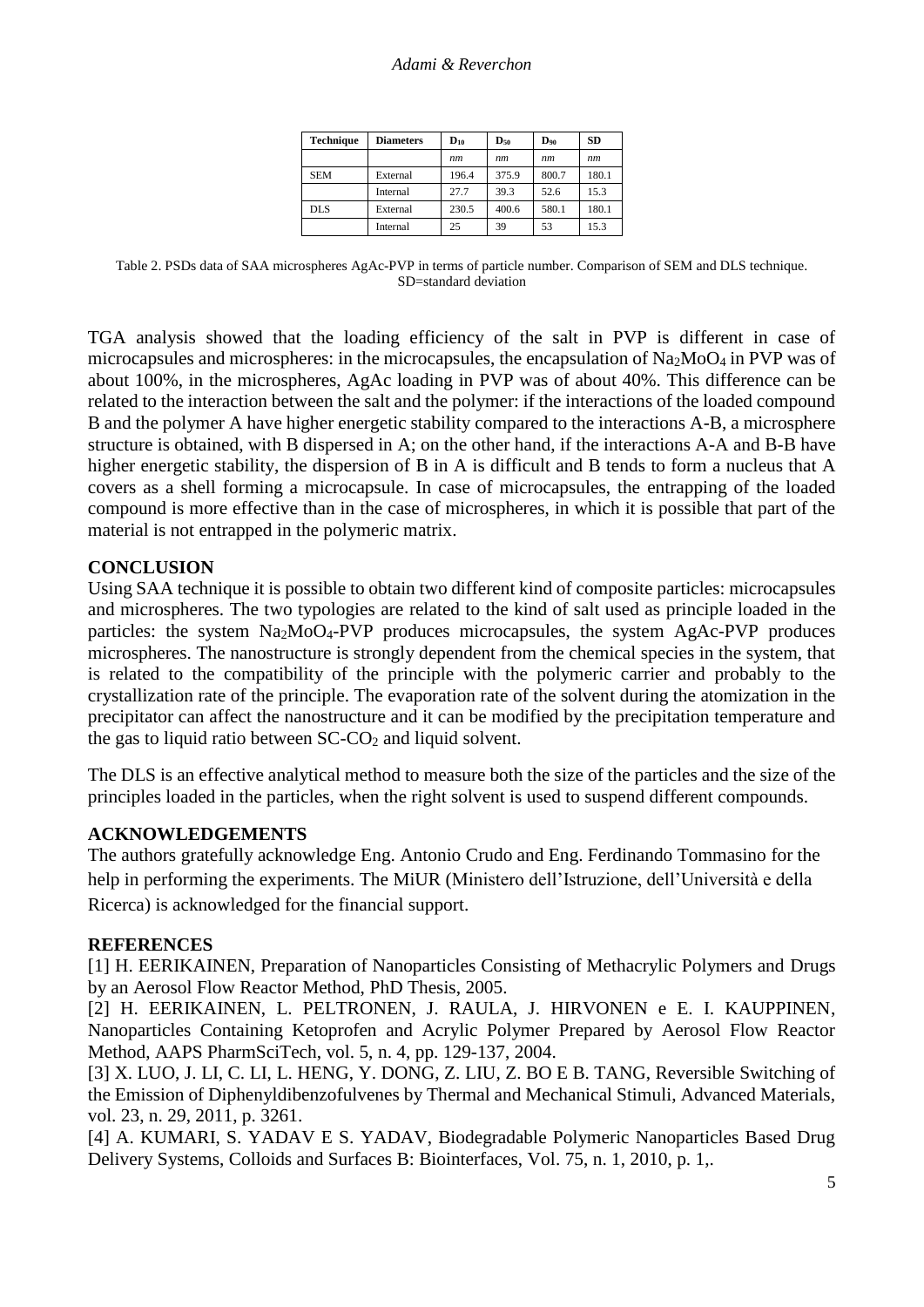| Technique | Diameters | $D_{10}$ | $D_{50}$ | $D_{90}$ | SD |
|---|---|---|---|---|---|
| | | *nm* | *nm* | *nm* | *nm* |
| SEM | External | 196.4 | 375.9 | 800.7 | 180.1 |
| | Internal | 27.7 | 39.3 | 52.6 | 15.3 |
| DLS | External | 230.5 | 400.6 | 580.1 | 180.1 |
| | Internal | 25 | 39 | 53 | 15.3 |

Table 2. PSDs data of SAA microspheres AgAc-PVP in terms of particle number. Comparison of SEM and DLS technique. SD=standard deviation

TGA analysis showed that the loading efficiency of the salt in PVP is different in case of microcapsules and microspheres: in the microcapsules, the encapsulation of $Na_2MoO_4$ in PVP was of about 100%, in the microspheres, AgAc loading in PVP was of about 40%. This difference can be related to the interaction between the salt and the polymer: if the interactions of the loaded compound B and the polymer A have higher energetic stability compared to the interactions A-B, a microsphere structure is obtained, with B dispersed in A; on the other hand, if the interactions A-A and B-B have higher energetic stability, the dispersion of B in A is difficult and B tends to form a nucleus that A covers as a shell forming a microcapsule. In case of microcapsules, the entrapping of the loaded compound is more effective than in the case of microspheres, in which it is possible that part of the material is not entrapped in the polymeric matrix.

## CONCLUSION

Using SAA technique it is possible to obtain two different kind of composite particles: microcapsules and microspheres. The two typologies are related to the kind of salt used as principle loaded in the particles: the system $Na_2MoO_4$-PVP produces microcapsules, the system AgAc-PVP produces microspheres. The nanostructure is strongly dependent from the chemical species in the system, that is related to the compatibility of the principle with the polymeric carrier and probably to the crystallization rate of the principle. The evaporation rate of the solvent during the atomization in the precipitator can affect the nanostructure and it can be modified by the precipitation temperature and the gas to liquid ratio between SC-$CO_2$ and liquid solvent.

The DLS is an effective analytical method to measure both the size of the particles and the size of the principles loaded in the particles, when the right solvent is used to suspend different compounds.

## ACKNOWLEDGEMENTS

The authors gratefully acknowledge Eng. Antonio Crudo and Eng. Ferdinando Tommasino for the help in performing the experiments. The MiUR (Ministero dell'Istruzione, dell'Università e della Ricerca) is acknowledged for the financial support.

## REFERENCES

[1] H. EERIKAINEN, Preparation of Nanoparticles Consisting of Methacrylic Polymers and Drugs by an Aerosol Flow Reactor Method, PhD Thesis, 2005.

[2] H. EERIKAINEN, L. PELTRONEN, J. RAULA, J. HIRVONEN e E. I. KAUPPINEN, Nanoparticles Containing Ketoprofen and Acrylic Polymer Prepared by Aerosol Flow Reactor Method, AAPS PharmSciTech, vol. 5, n. 4, pp. 129-137, 2004.

[3] X. LUO, J. LI, C. LI, L. HENG, Y. DONG, Z. LIU, Z. BO E B. TANG, Reversible Switching of the Emission of Diphenyldibenzofulvenes by Thermal and Mechanical Stimuli, Advanced Materials, vol. 23, n. 29, 2011, p. 3261.

[4] A. KUMARI, S. YADAV E S. YADAV, Biodegradable Polymeric Nanoparticles Based Drug Delivery Systems, Colloids and Surfaces B: Biointerfaces, Vol. 75, n. 1, 2010, p. 1,.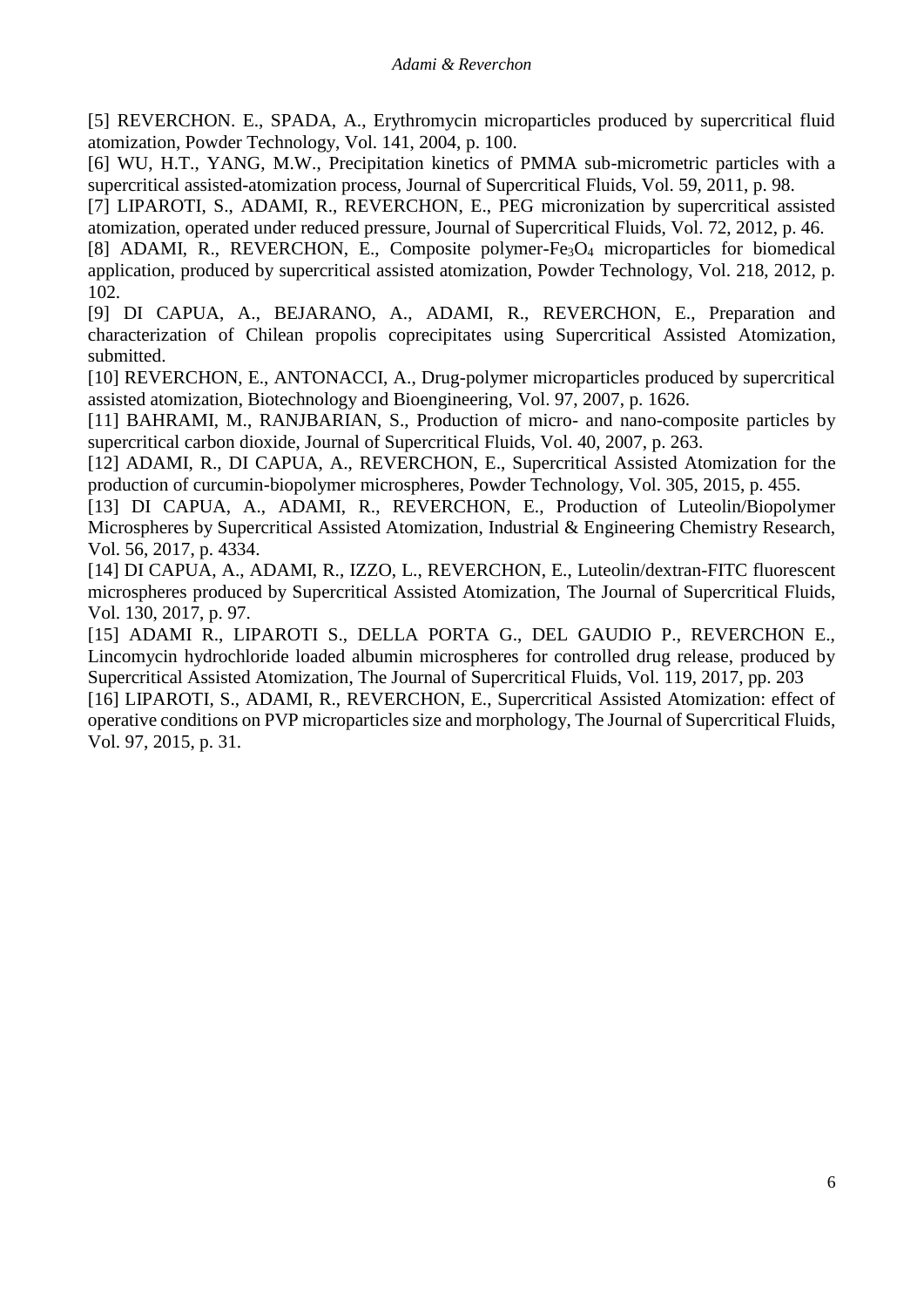[5] REVERCHON. E., SPADA, A., Erythromycin microparticles produced by supercritical fluid atomization, Powder Technology, Vol. 141, 2004, p. 100.

[6] WU, H.T., YANG, M.W., Precipitation kinetics of PMMA sub-micrometric particles with a supercritical assisted-atomization process, Journal of Supercritical Fluids, Vol. 59, 2011, p. 98.

[7] LIPAROTI, S., ADAMI, R., REVERCHON, E., PEG micronization by supercritical assisted atomization, operated under reduced pressure, Journal of Supercritical Fluids, Vol. 72, 2012, p. 46.

[8] ADAMI, R., REVERCHON, E., Composite polymer-$Fe_3O_4$ microparticles for biomedical application, produced by supercritical assisted atomization, Powder Technology, Vol. 218, 2012, p. 102.

[9] DI CAPUA, A., BEJARANO, A., ADAMI, R., REVERCHON, E., Preparation and characterization of Chilean propolis coprecipitates using Supercritical Assisted Atomization, submitted.

[10] REVERCHON, E., ANTONACCI, A., Drug-polymer microparticles produced by supercritical assisted atomization, Biotechnology and Bioengineering, Vol. 97, 2007, p. 1626.

[11] BAHRAMI, M., RANJBARIAN, S., Production of micro- and nano-composite particles by supercritical carbon dioxide, Journal of Supercritical Fluids, Vol. 40, 2007, p. 263.

[12] ADAMI, R., DI CAPUA, A., REVERCHON, E., Supercritical Assisted Atomization for the production of curcumin-biopolymer microspheres, Powder Technology, Vol. 305, 2015, p. 455.

[13] DI CAPUA, A., ADAMI, R., REVERCHON, E., Production of Luteolin/Biopolymer Microspheres by Supercritical Assisted Atomization, Industrial & Engineering Chemistry Research, Vol. 56, 2017, p. 4334.

[14] DI CAPUA, A., ADAMI, R., IZZO, L., REVERCHON, E., Luteolin/dextran-FITC fluorescent microspheres produced by Supercritical Assisted Atomization, The Journal of Supercritical Fluids, Vol. 130, 2017, p. 97.

[15] ADAMI R., LIPAROTI S., DELLA PORTA G., DEL GAUDIO P., REVERCHON E., Lincomycin hydrochloride loaded albumin microspheres for controlled drug release, produced by Supercritical Assisted Atomization, The Journal of Supercritical Fluids, Vol. 119, 2017, pp. 203

[16] LIPAROTI, S., ADAMI, R., REVERCHON, E., Supercritical Assisted Atomization: effect of operative conditions on PVP microparticles size and morphology, The Journal of Supercritical Fluids, Vol. 97, 2015, p. 31.